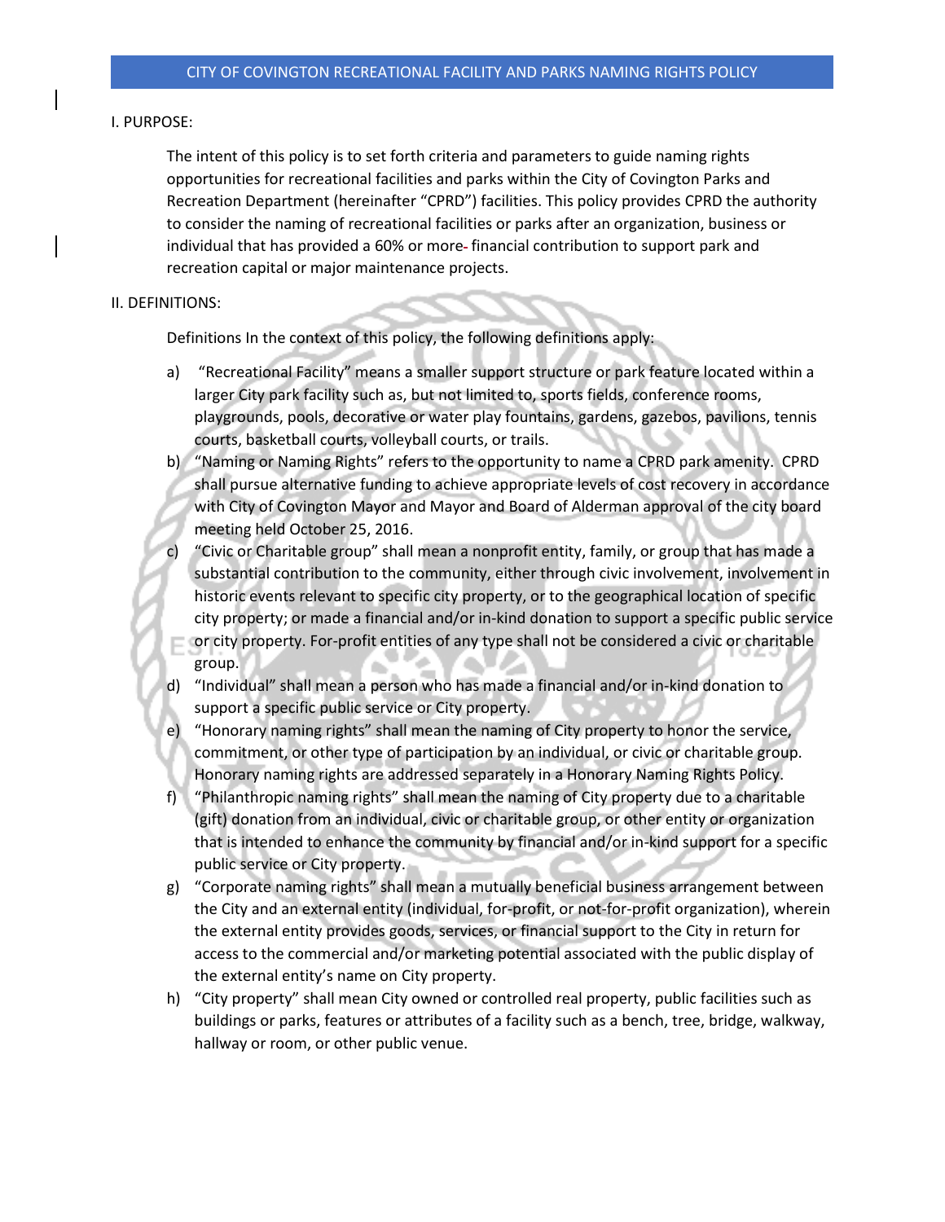# CITY OF COVINGTON RECREATIONAL FACILITY AND PARKS NAMING RIGHTS POLICY

## I. PURPOSE:

The intent of this policy is to set forth criteria and parameters to guide naming rights opportunities for recreational facilities and parks within the City of Covington Parks and Recreation Department (hereinafter "CPRD") facilities. This policy provides CPRD the authority to consider the naming of recreational facilities or parks after an organization, business or individual that has provided a 60% or more financial contribution to support park and recreation capital or major maintenance projects.

## II. DEFINITIONS:

Definitions In the context of this policy, the following definitions apply:

a) "Recreational Facility" means a smaller support structure or park feature located within a larger City park facility such as, but not limited to, sports fields, conference rooms, playgrounds, pools, decorative or water play fountains, gardens, gazebos, pavilions, tennis courts, basketball courts, volleyball courts, or trails.

b) "Naming or Naming Rights" refers to the opportunity to name a CPRD park amenity. CPRD shall pursue alternative funding to achieve appropriate levels of cost recovery in accordance with City of Covington Mayor and Mayor and Board of Alderman approval of the city board meeting held October 25, 2016.

c) "Civic or Charitable group" shall mean a nonprofit entity, family, or group that has made a substantial contribution to the community, either through civic involvement, involvement in historic events relevant to specific city property, or to the geographical location of specific city property; or made a financial and/or in-kind donation to support a specific public service or city property. For-profit entities of any type shall not be considered a civic or charitable group.

d) "Individual" shall mean a person who has made a financial and/or in-kind donation to support a specific public service or City property.

e) "Honorary naming rights" shall mean the naming of City property to honor the service, commitment, or other type of participation by an individual, or civic or charitable group. Honorary naming rights are addressed separately in a Honorary Naming Rights Policy.

f) "Philanthropic naming rights" shall mean the naming of City property due to a charitable (gift) donation from an individual, civic or charitable group, or other entity or organization that is intended to enhance the community by financial and/or in-kind support for a specific public service or City property.

g) "Corporate naming rights" shall mean a mutually beneficial business arrangement between the City and an external entity (individual, for-profit, or not-for-profit organization), wherein the external entity provides goods, services, or financial support to the City in return for access to the commercial and/or marketing potential associated with the public display of the external entity's name on City property.

h) "City property" shall mean City owned or controlled real property, public facilities such as buildings or parks, features or attributes of a facility such as a bench, tree, bridge, walkway, hallway or room, or other public venue.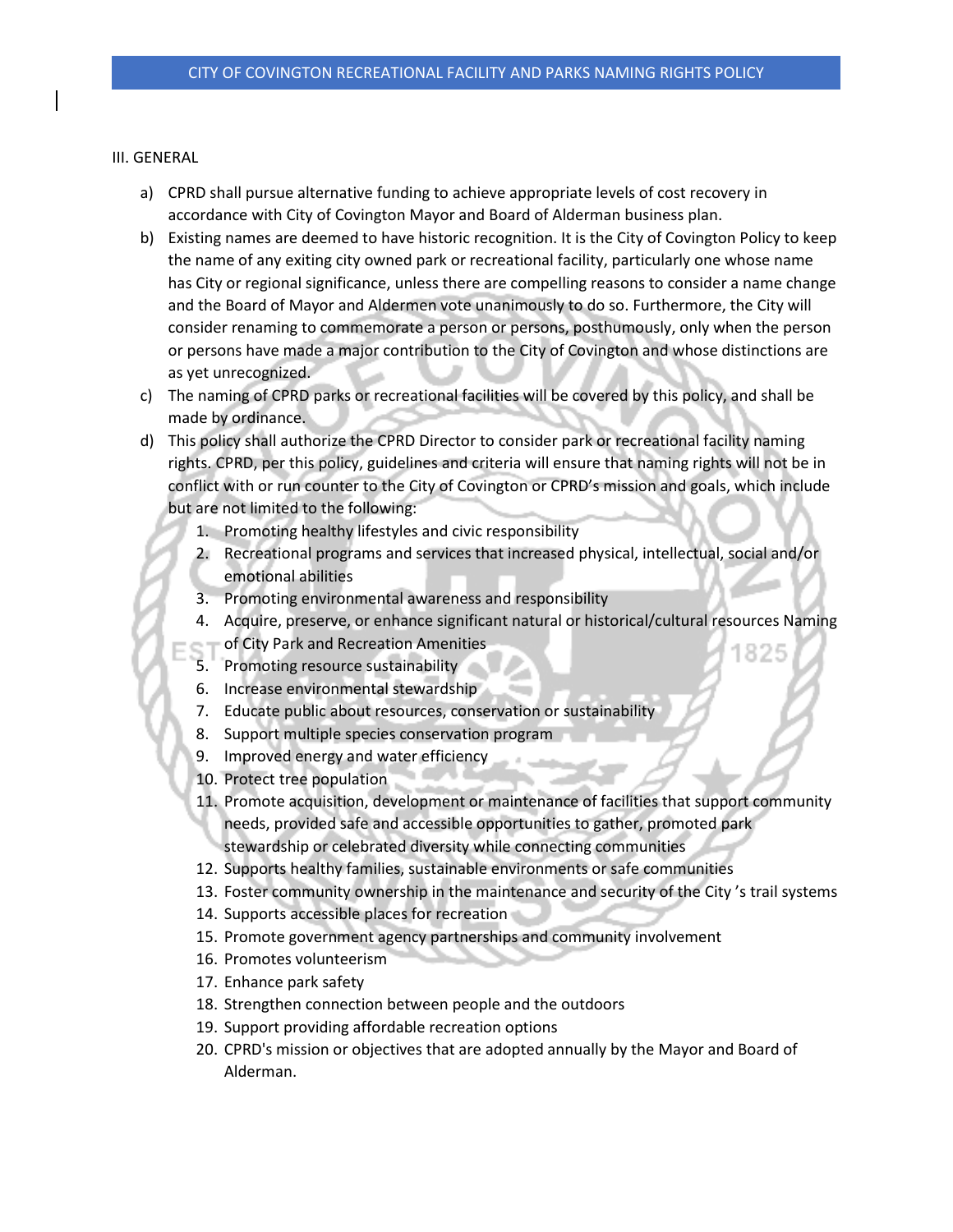III. GENERAL

a) CPRD shall pursue alternative funding to achieve appropriate levels of cost recovery in accordance with City of Covington Mayor and Board of Alderman business plan.
b) Existing names are deemed to have historic recognition. It is the City of Covington Policy to keep the name of any exiting city owned park or recreational facility, particularly one whose name has City or regional significance, unless there are compelling reasons to consider a name change and the Board of Mayor and Aldermen vote unanimously to do so. Furthermore, the City will consider renaming to commemorate a person or persons, posthumously, only when the person or persons have made a major contribution to the City of Covington and whose distinctions are as yet unrecognized.
c) The naming of CPRD parks or recreational facilities will be covered by this policy, and shall be made by ordinance.
d) This policy shall authorize the CPRD Director to consider park or recreational facility naming rights. CPRD, per this policy, guidelines and criteria will ensure that naming rights will not be in conflict with or run counter to the City of Covington or CPRD's mission and goals, which include but are not limited to the following:
    1. Promoting healthy lifestyles and civic responsibility
    2. Recreational programs and services that increased physical, intellectual, social and/or emotional abilities
    3. Promoting environmental awareness and responsibility
    4. Acquire, preserve, or enhance significant natural or historical/cultural resources Naming of City Park and Recreation Amenities
    5. Promoting resource sustainability
    6. Increase environmental stewardship
    7. Educate public about resources, conservation or sustainability
    8. Support multiple species conservation program
    9. Improved energy and water efficiency
    10. Protect tree population
    11. Promote acquisition, development or maintenance of facilities that support community needs, provided safe and accessible opportunities to gather, promoted park stewardship or celebrated diversity while connecting communities
    12. Supports healthy families, sustainable environments or safe communities
    13. Foster community ownership in the maintenance and security of the City 's trail systems
    14. Supports accessible places for recreation
    15. Promote government agency partnerships and community involvement
    16. Promotes volunteerism
    17. Enhance park safety
    18. Strengthen connection between people and the outdoors
    19. Support providing affordable recreation options
    20. CPRD's mission or objectives that are adopted annually by the Mayor and Board of Alderman.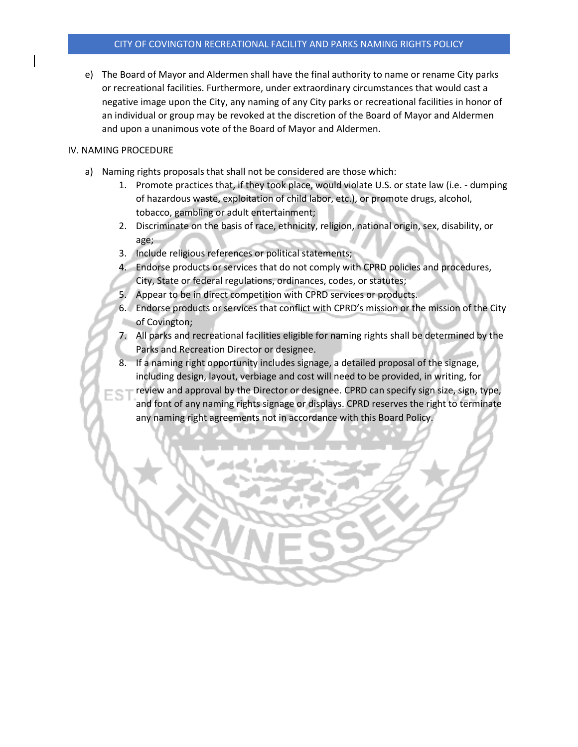e) The Board of Mayor and Aldermen shall have the final authority to name or rename City parks or recreational facilities. Furthermore, under extraordinary circumstances that would cast a negative image upon the City, any naming of any City parks or recreational facilities in honor of an individual or group may be revoked at the discretion of the Board of Mayor and Aldermen and upon a unanimous vote of the Board of Mayor and Aldermen.

## IV. NAMING PROCEDURE

a) Naming rights proposals that shall not be considered are those which:

1. Promote practices that, if they took place, would violate U.S. or state law (i.e. - dumping of hazardous waste, exploitation of child labor, etc.), or promote drugs, alcohol, tobacco, gambling or adult entertainment;
2. Discriminate on the basis of race, ethnicity, religion, national origin, sex, disability, or age;
3. Include religious references or political statements;
4. Endorse products or services that do not comply with CPRD policies and procedures, City, State or federal regulations, ordinances, codes, or statutes;
5. Appear to be in direct competition with CPRD services or products.
6. Endorse products or services that conflict with CPRD's mission or the mission of the City of Covington;
7. All parks and recreational facilities eligible for naming rights shall be determined by the Parks and Recreation Director or designee.
8. If a naming right opportunity includes signage, a detailed proposal of the signage, including design, layout, verbiage and cost will need to be provided, in writing, for review and approval by the Director or designee. CPRD can specify sign size, sign, type, and font of any naming rights signage or displays. CPRD reserves the right to terminate any naming right agreements not in accordance with this Board Policy.